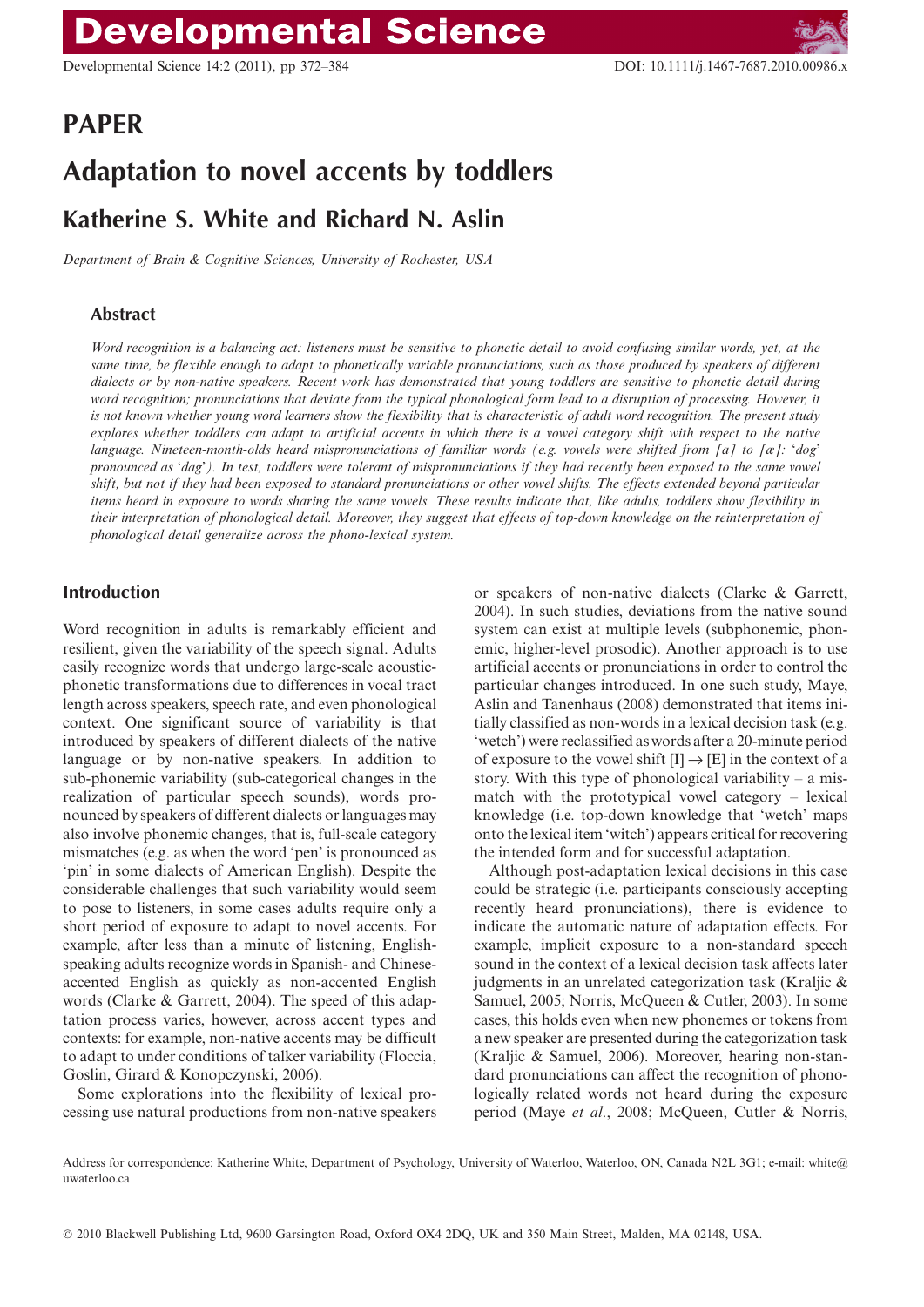# PAPER

# Adaptation to novel accents by toddlers

## Katherine S. White and Richard N. Aslin

*Department of Brain & Cognitive Sciences, University of Rochester, USA*

### Abstract

*Word recognition is a balancing act: listeners must be sensitive to phonetic detail to avoid confusing similar words, yet, at the same time, be flexible enough to adapt to phonetically variable pronunciations, such as those produced by speakers of different dialects or by non-native speakers. Recent work has demonstrated that young toddlers are sensitive to phonetic detail during word recognition; pronunciations that deviate from the typical phonological form lead to a disruption of processing. However, it is not known whether young word learners show the flexibility that is characteristic of adult word recognition. The present study explores whether toddlers can adapt to artificial accents in which there is a vowel category shift with respect to the native language. Nineteen-month-olds heard mispronunciations of familiar words (e.g. vowels were shifted from [ɑ] to [æ]: 'dog' pronounced as 'dag'). In test, toddlers were tolerant of mispronunciations if they had recently been exposed to the same vowel shift, but not if they had been exposed to standard pronunciations or other vowel shifts. The effects extended beyond particular items heard in exposure to words sharing the same vowels. These results indicate that, like adults, toddlers show flexibility in their interpretation of phonological detail. Moreover, they suggest that effects of top-down knowledge on the reinterpretation of phonological detail generalize across the phono-lexical system.*

### Introduction

Word recognition in adults is remarkably efficient and resilient, given the variability of the speech signal. Adults easily recognize words that undergo large-scale acoustic-phonetic transformations due to differences in vocal tract length across speakers, speech rate, and even phonological context. One significant source of variability is that introduced by speakers of different dialects of the native language or by non-native speakers. In addition to sub-phonemic variability (sub-categorical changes in the realization of particular speech sounds), words pronounced by speakers of different dialects or languages may also involve phonemic changes, that is, full-scale category mismatches (e.g. as when the word 'pen' is pronounced as 'pin' in some dialects of American English). Despite the considerable challenges that such variability would seem to pose to listeners, in some cases adults require only a short period of exposure to adapt to novel accents. For example, after less than a minute of listening, English-speaking adults recognize words in Spanish- and Chinese-accented English as quickly as non-accented English words (Clarke & Garrett, 2004). The speed of this adaptation process varies, however, across accent types and contexts: for example, non-native accents may be difficult to adapt to under conditions of talker variability (Floccia, Goslin, Girard & Konopczynski, 2006).

Some explorations into the flexibility of lexical processing use natural productions from non-native speakers or speakers of non-native dialects (Clarke & Garrett, 2004). In such studies, deviations from the native sound system can exist at multiple levels (subphonemic, phonemic, higher-level prosodic). Another approach is to use artificial accents or pronunciations in order to control the particular changes introduced. In one such study, Maye, Aslin and Tanenhaus (2008) demonstrated that items initially classified as non-words in a lexical decision task (e.g. 'wetch') were reclassified as words after a 20-minute period of exposure to the vowel shift [ɪ] → [ɛ] in the context of a story. With this type of phonological variability – a mismatch with the prototypical vowel category – lexical knowledge (i.e. top-down knowledge that 'wetch' maps onto the lexical item 'witch') appears critical for recovering the intended form and for successful adaptation.

Although post-adaptation lexical decisions in this case could be strategic (i.e. participants consciously accepting recently heard pronunciations), there is evidence to indicate the automatic nature of adaptation effects. For example, implicit exposure to a non-standard speech sound in the context of a lexical decision task affects later judgments in an unrelated categorization task (Kraljic & Samuel, 2005; Norris, McQueen & Cutler, 2003). In some cases, this holds even when new phonemes or tokens from a new speaker are presented during the categorization task (Kraljic & Samuel, 2006). Moreover, hearing non-standard pronunciations can affect the recognition of phonologically related words not heard during the exposure period (Maye *et al.*, 2008; McQueen, Cutler & Norris,

Address for correspondence: Katherine White, Department of Psychology, University of Waterloo, Waterloo, ON, Canada N2L 3G1; e-mail: white@uwaterloo.ca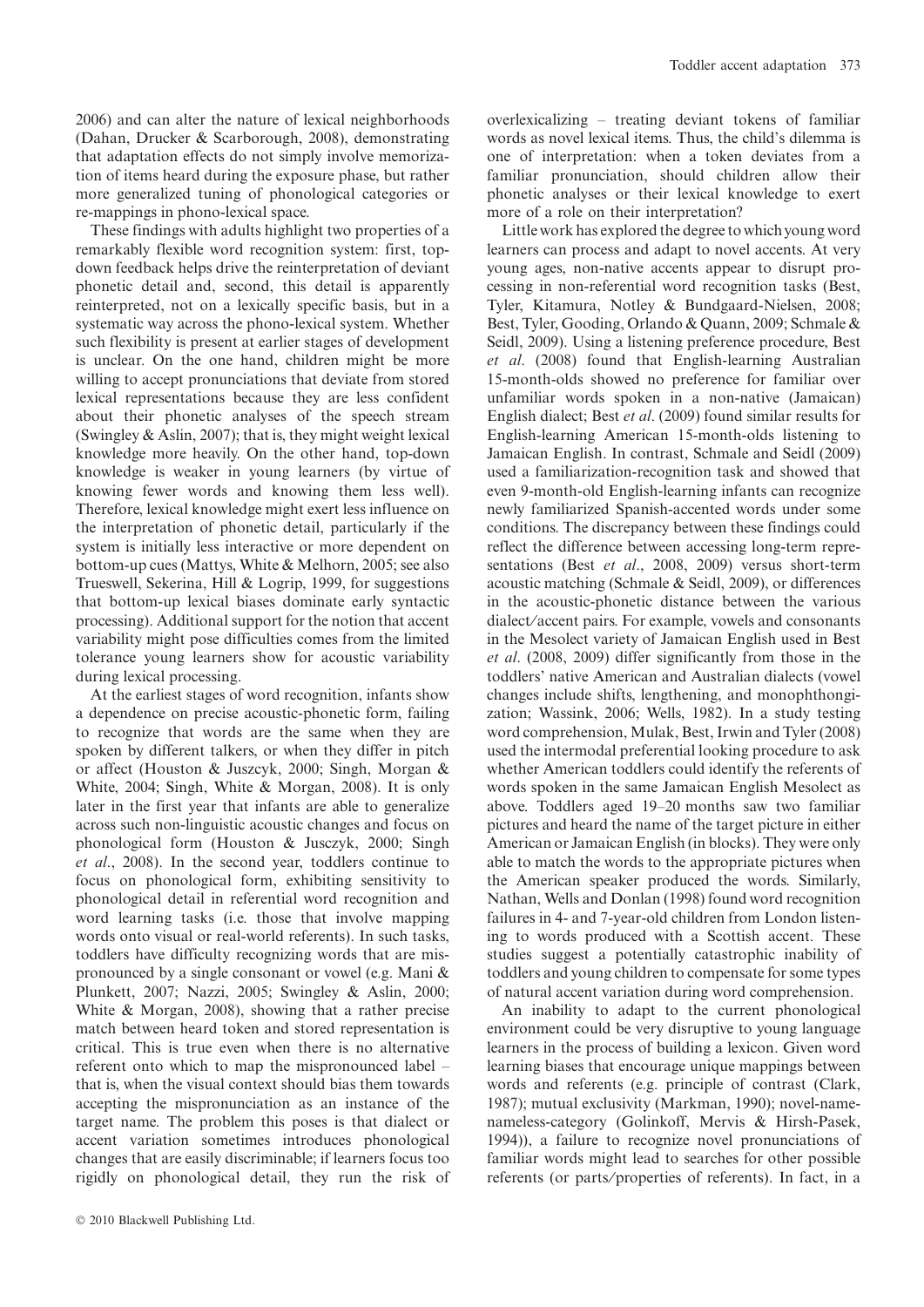2006) and can alter the nature of lexical neighborhoods (Dahan, Drucker & Scarborough, 2008), demonstrating that adaptation effects do not simply involve memorization of items heard during the exposure phase, but rather more generalized tuning of phonological categories or re-mappings in phono-lexical space.

These findings with adults highlight two properties of a remarkably flexible word recognition system: first, top-down feedback helps drive the reinterpretation of deviant phonetic detail and, second, this detail is apparently reinterpreted, not on a lexically specific basis, but in a systematic way across the phono-lexical system. Whether such flexibility is present at earlier stages of development is unclear. On the one hand, children might be more willing to accept pronunciations that deviate from stored lexical representations because they are less confident about their phonetic analyses of the speech stream (Swingley & Aslin, 2007); that is, they might weight lexical knowledge more heavily. On the other hand, top-down knowledge is weaker in young learners (by virtue of knowing fewer words and knowing them less well). Therefore, lexical knowledge might exert less influence on the interpretation of phonetic detail, particularly if the system is initially less interactive or more dependent on bottom-up cues (Mattys, White & Melhorn, 2005; see also Trueswell, Sekerina, Hill & Logrip, 1999, for suggestions that bottom-up lexical biases dominate early syntactic processing). Additional support for the notion that accent variability might pose difficulties comes from the limited tolerance young learners show for acoustic variability during lexical processing.

At the earliest stages of word recognition, infants show a dependence on precise acoustic-phonetic form, failing to recognize that words are the same when they are spoken by different talkers, or when they differ in pitch or affect (Houston & Juszcyk, 2000; Singh, Morgan & White, 2004; Singh, White & Morgan, 2008). It is only later in the first year that infants are able to generalize across such non-linguistic acoustic changes and focus on phonological form (Houston & Jusczyk, 2000; Singh *et al*., 2008). In the second year, toddlers continue to focus on phonological form, exhibiting sensitivity to phonological detail in referential word recognition and word learning tasks (i.e. those that involve mapping words onto visual or real-world referents). In such tasks, toddlers have difficulty recognizing words that are mispronounced by a single consonant or vowel (e.g. Mani & Plunkett, 2007; Nazzi, 2005; Swingley & Aslin, 2000; White & Morgan, 2008), showing that a rather precise match between heard token and stored representation is critical. This is true even when there is no alternative referent onto which to map the mispronounced label – that is, when the visual context should bias them towards accepting the mispronunciation as an instance of the target name. The problem this poses is that dialect or accent variation sometimes introduces phonological changes that are easily discriminable; if learners focus too rigidly on phonological detail, they run the risk of overlexicalizing – treating deviant tokens of familiar words as novel lexical items. Thus, the child's dilemma is one of interpretation: when a token deviates from a familiar pronunciation, should children allow their phonetic analyses or their lexical knowledge to exert more of a role on their interpretation?

Little work has explored the degree to which young word learners can process and adapt to novel accents. At very young ages, non-native accents appear to disrupt processing in non-referential word recognition tasks (Best, Tyler, Kitamura, Notley & Bundgaard-Nielsen, 2008; Best, Tyler, Gooding, Orlando & Quann, 2009; Schmale & Seidl, 2009). Using a listening preference procedure, Best *et al*. (2008) found that English-learning Australian 15-month-olds showed no preference for familiar over unfamiliar words spoken in a non-native (Jamaican) English dialect; Best *et al*. (2009) found similar results for English-learning American 15-month-olds listening to Jamaican English. In contrast, Schmale and Seidl (2009) used a familiarization-recognition task and showed that even 9-month-old English-learning infants can recognize newly familiarized Spanish-accented words under some conditions. The discrepancy between these findings could reflect the difference between accessing long-term representations (Best *et al*., 2008, 2009) versus short-term acoustic matching (Schmale & Seidl, 2009), or differences in the acoustic-phonetic distance between the various dialect/accent pairs. For example, vowels and consonants in the Mesolect variety of Jamaican English used in Best *et al*. (2008, 2009) differ significantly from those in the toddlers' native American and Australian dialects (vowel changes include shifts, lengthening, and monophthongization; Wassink, 2006; Wells, 1982). In a study testing word comprehension, Mulak, Best, Irwin and Tyler (2008) used the intermodal preferential looking procedure to ask whether American toddlers could identify the referents of words spoken in the same Jamaican English Mesolect as above. Toddlers aged 19–20 months saw two familiar pictures and heard the name of the target picture in either American or Jamaican English (in blocks). They were only able to match the words to the appropriate pictures when the American speaker produced the words. Similarly, Nathan, Wells and Donlan (1998) found word recognition failures in 4- and 7-year-old children from London listening to words produced with a Scottish accent. These studies suggest a potentially catastrophic inability of toddlers and young children to compensate for some types of natural accent variation during word comprehension.

An inability to adapt to the current phonological environment could be very disruptive to young language learners in the process of building a lexicon. Given word learning biases that encourage unique mappings between words and referents (e.g. principle of contrast (Clark, 1987); mutual exclusivity (Markman, 1990); novel-name-nameless-category (Golinkoff, Mervis & Hirsh-Pasek, 1994)), a failure to recognize novel pronunciations of familiar words might lead to searches for other possible referents (or parts/properties of referents). In fact, in a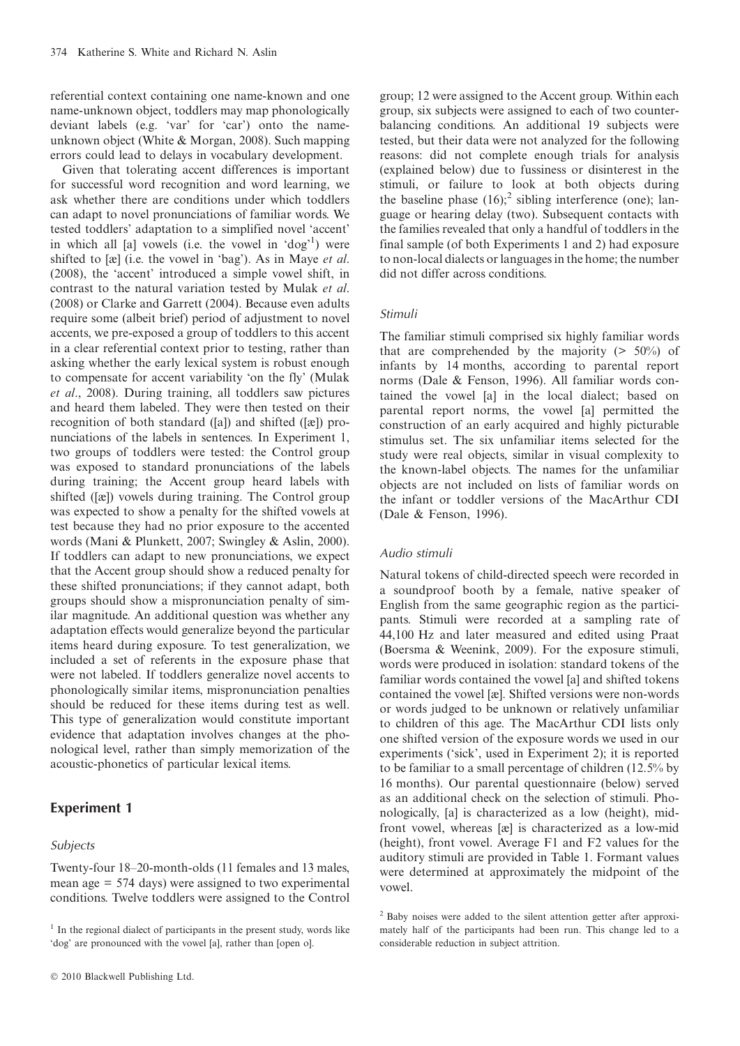referential context containing one name-known and one name-unknown object, toddlers may map phonologically deviant labels (e.g. 'var' for 'car') onto the name-unknown object (White & Morgan, 2008). Such mapping errors could lead to delays in vocabulary development.

Given that tolerating accent differences is important for successful word recognition and word learning, we ask whether there are conditions under which toddlers can adapt to novel pronunciations of familiar words. We tested toddlers' adaptation to a simplified novel 'accent' in which all [a] vowels (i.e. the vowel in 'dog'[1]) were shifted to [æ] (i.e. the vowel in 'bag'). As in Maye *et al.* (2008), the 'accent' introduced a simple vowel shift, in contrast to the natural variation tested by Mulak *et al.* (2008) or Clarke and Garrett (2004). Because even adults require some (albeit brief) period of adjustment to novel accents, we pre-exposed a group of toddlers to this accent in a clear referential context prior to testing, rather than asking whether the early lexical system is robust enough to compensate for accent variability 'on the fly' (Mulak *et al.*, 2008). During training, all toddlers saw pictures and heard them labeled. They were then tested on their recognition of both standard ([a]) and shifted ([æ]) pronunciations of the labels in sentences. In Experiment 1, two groups of toddlers were tested: the Control group was exposed to standard pronunciations of the labels during training; the Accent group heard labels with shifted ([æ]) vowels during training. The Control group was expected to show a penalty for the shifted vowels at test because they had no prior exposure to the accented words (Mani & Plunkett, 2007; Swingley & Aslin, 2000). If toddlers can adapt to new pronunciations, we expect that the Accent group should show a reduced penalty for these shifted pronunciations; if they cannot adapt, both groups should show a mispronunciation penalty of similar magnitude. An additional question was whether any adaptation effects would generalize beyond the particular items heard during exposure. To test generalization, we included a set of referents in the exposure phase that were not labeled. If toddlers generalize novel accents to phonologically similar items, mispronunciation penalties should be reduced for these items during test as well. This type of generalization would constitute important evidence that adaptation involves changes at the phonological level, rather than simply memorization of the acoustic-phonetics of particular lexical items.

## Experiment 1

### Subjects

Twenty-four 18–20-month-olds (11 females and 13 males, mean age = 574 days) were assigned to two experimental conditions. Twelve toddlers were assigned to the Control group; 12 were assigned to the Accent group. Within each group, six subjects were assigned to each of two counterbalancing conditions. An additional 19 subjects were tested, but their data were not analyzed for the following reasons: did not complete enough trials for analysis (explained below) due to fussiness or disinterest in the stimuli, or failure to look at both objects during the baseline phase (16);[2] sibling interference (one); language or hearing delay (two). Subsequent contacts with the families revealed that only a handful of toddlers in the final sample (of both Experiments 1 and 2) had exposure to non-local dialects or languages in the home; the number did not differ across conditions.

### Stimuli

The familiar stimuli comprised six highly familiar words that are comprehended by the majority (> 50%) of infants by 14 months, according to parental report norms (Dale & Fenson, 1996). All familiar words contained the vowel [a] in the local dialect; based on parental report norms, the vowel [a] permitted the construction of an early acquired and highly picturable stimulus set. The six unfamiliar items selected for the study were real objects, similar in visual complexity to the known-label objects. The names for the unfamiliar objects are not included on lists of familiar words on the infant or toddler versions of the MacArthur CDI (Dale & Fenson, 1996).

### Audio stimuli

Natural tokens of child-directed speech were recorded in a soundproof booth by a female, native speaker of English from the same geographic region as the participants. Stimuli were recorded at a sampling rate of 44,100 Hz and later measured and edited using Praat (Boersma & Weenink, 2009). For the exposure stimuli, words were produced in isolation: standard tokens of the familiar words contained the vowel [a] and shifted tokens contained the vowel [æ]. Shifted versions were non-words or words judged to be unknown or relatively unfamiliar to children of this age. The MacArthur CDI lists only one shifted version of the exposure words we used in our experiments ('sick', used in Experiment 2); it is reported to be familiar to a small percentage of children (12.5% by 16 months). Our parental questionnaire (below) served as an additional check on the selection of stimuli. Phonologically, [a] is characterized as a low (height), mid-front vowel, whereas [æ] is characterized as a low-mid (height), front vowel. Average F1 and F2 values for the auditory stimuli are provided in Table 1. Formant values were determined at approximately the midpoint of the vowel.

[1] In the regional dialect of participants in the present study, words like 'dog' are pronounced with the vowel [a], rather than [open o].

[2] Baby noises were added to the silent attention getter after approximately half of the participants had been run. This change led to a considerable reduction in subject attrition.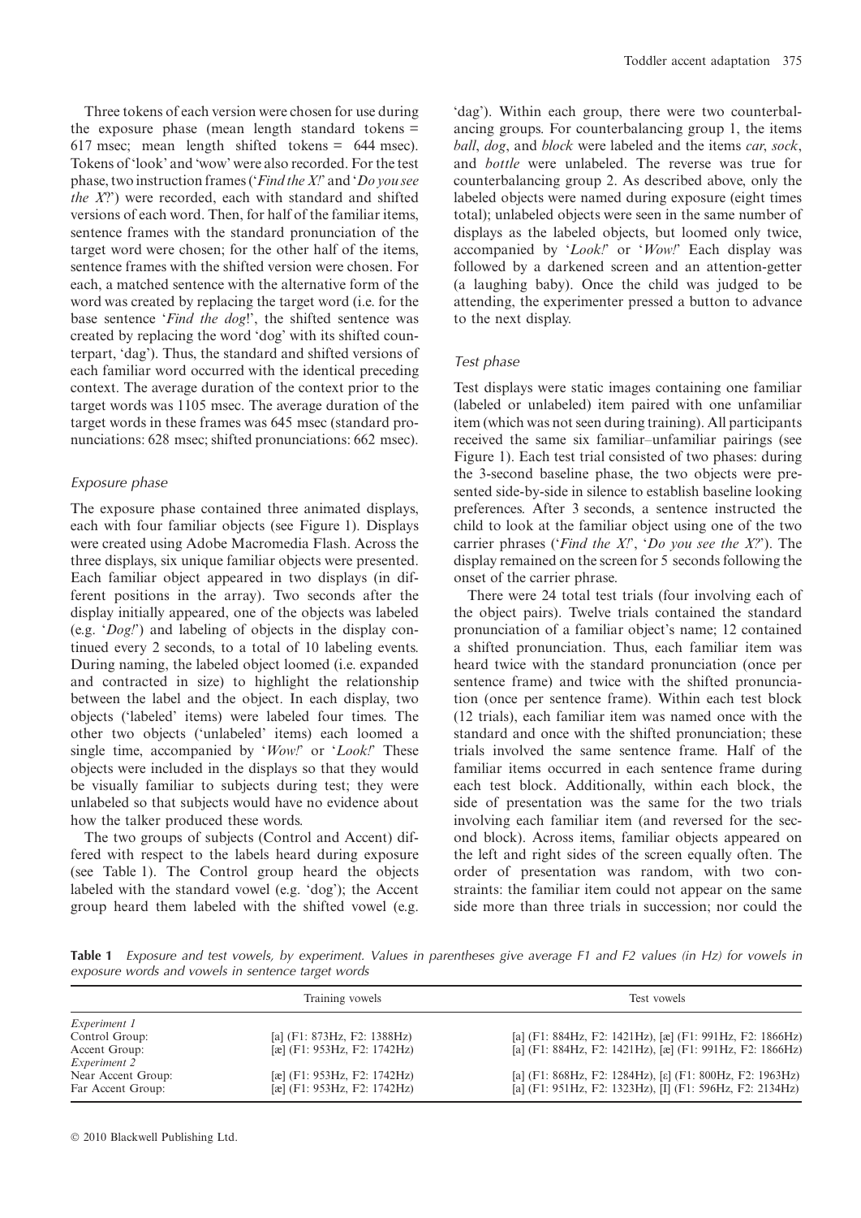Three tokens of each version were chosen for use during the exposure phase (mean length standard tokens = 617 msec; mean length shifted tokens = 644 msec). Tokens of 'look' and 'wow' were also recorded. For the test phase, two instruction frames ('*Find the X!*' and '*Do you see the X?*') were recorded, each with standard and shifted versions of each word. Then, for half of the familiar items, sentence frames with the standard pronunciation of the target word were chosen; for the other half of the items, sentence frames with the shifted version were chosen. For each, a matched sentence with the alternative form of the word was created by replacing the target word (i.e. for the base sentence '*Find the dog*!', the shifted sentence was created by replacing the word 'dog' with its shifted counterpart, 'dag'). Thus, the standard and shifted versions of each familiar word occurred with the identical preceding context. The average duration of the context prior to the target words was 1105 msec. The average duration of the target words in these frames was 645 msec (standard pronunciations: 628 msec; shifted pronunciations: 662 msec).

### *Exposure phase*

The exposure phase contained three animated displays, each with four familiar objects (see Figure 1). Displays were created using Adobe Macromedia Flash. Across the three displays, six unique familiar objects were presented. Each familiar object appeared in two displays (in different positions in the array). Two seconds after the display initially appeared, one of the objects was labeled (e.g. '*Dog!*') and labeling of objects in the display continued every 2 seconds, to a total of 10 labeling events. During naming, the labeled object loomed (i.e. expanded and contracted in size) to highlight the relationship between the label and the object. In each display, two objects ('labeled' items) were labeled four times. The other two objects ('unlabeled' items) each loomed a single time, accompanied by '*Wow!*' or '*Look!*' These objects were included in the displays so that they would be visually familiar to subjects during test; they were unlabeled so that subjects would have no evidence about how the talker produced these words.

The two groups of subjects (Control and Accent) differed with respect to the labels heard during exposure (see Table 1). The Control group heard the objects labeled with the standard vowel (e.g. 'dog'); the Accent group heard them labeled with the shifted vowel (e.g. 'dag'). Within each group, there were two counterbalancing groups. For counterbalancing group 1, the items *ball*, *dog*, and *block* were labeled and the items *car*, *sock*, and *bottle* were unlabeled. The reverse was true for counterbalancing group 2. As described above, only the labeled objects were named during exposure (eight times total); unlabeled objects were seen in the same number of displays as the labeled objects, but loomed only twice, accompanied by '*Look!*' or '*Wow!*' Each display was followed by a darkened screen and an attention-getter (a laughing baby). Once the child was judged to be attending, the experimenter pressed a button to advance to the next display.

### *Test phase*

Test displays were static images containing one familiar (labeled or unlabeled) item paired with one unfamiliar item (which was not seen during training). All participants received the same six familiar–unfamiliar pairings (see Figure 1). Each test trial consisted of two phases: during the 3-second baseline phase, the two objects were presented side-by-side in silence to establish baseline looking preferences. After 3 seconds, a sentence instructed the child to look at the familiar object using one of the two carrier phrases ('*Find the X!*', '*Do you see the X?*'). The display remained on the screen for 5 seconds following the onset of the carrier phrase.

There were 24 total test trials (four involving each of the object pairs). Twelve trials contained the standard pronunciation of a familiar object's name; 12 contained a shifted pronunciation. Thus, each familiar item was heard twice with the standard pronunciation (once per sentence frame) and twice with the shifted pronunciation (once per sentence frame). Within each test block (12 trials), each familiar item was named once with the standard and once with the shifted pronunciation; these trials involved the same sentence frame. Half of the familiar items occurred in each sentence frame during each test block. Additionally, within each block, the side of presentation was the same for the two trials involving each familiar item (and reversed for the second block). Across items, familiar objects appeared on the left and right sides of the screen equally often. The order of presentation was random, with two constraints: the familiar item could not appear on the same side more than three trials in succession; nor could the

**Table 1** *Exposure and test vowels, by experiment. Values in parentheses give average F1 and F2 values (in Hz) for vowels in exposure words and vowels in sentence target words*

| | Training vowels | Test vowels |
|---|---|---|
| *Experiment 1* | | |
| Control Group: | [a] (F1: 873Hz, F2: 1388Hz) | [a] (F1: 884Hz, F2: 1421Hz), [æ] (F1: 991Hz, F2: 1866Hz) |
| Accent Group: | [æ] (F1: 953Hz, F2: 1742Hz) | [a] (F1: 884Hz, F2: 1421Hz), [æ] (F1: 991Hz, F2: 1866Hz) |
| *Experiment 2* | | |
| Near Accent Group: | [æ] (F1: 953Hz, F2: 1742Hz) | [a] (F1: 868Hz, F2: 1284Hz), [ɛ] (F1: 800Hz, F2: 1963Hz) |
| Far Accent Group: | [æ] (F1: 953Hz, F2: 1742Hz) | [a] (F1: 951Hz, F2: 1323Hz), [I] (F1: 596Hz, F2: 2134Hz) |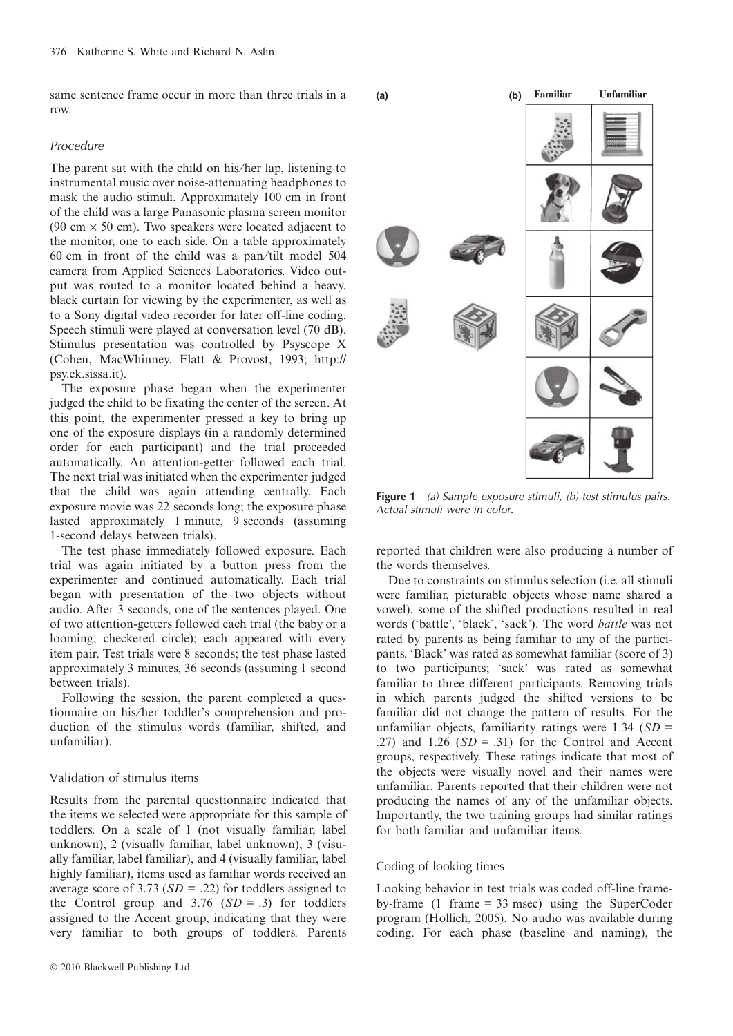same sentence frame occur in more than three trials in a row.

### Procedure

The parent sat with the child on his/her lap, listening to instrumental music over noise-attenuating headphones to mask the audio stimuli. Approximately 100 cm in front of the child was a large Panasonic plasma screen monitor (90 cm × 50 cm). Two speakers were located adjacent to the monitor, one to each side. On a table approximately 60 cm in front of the child was a pan/tilt model 504 camera from Applied Sciences Laboratories. Video output was routed to a monitor located behind a heavy, black curtain for viewing by the experimenter, as well as to a Sony digital video recorder for later off-line coding. Speech stimuli were played at conversation level (70 dB). Stimulus presentation was controlled by Psyscope X (Cohen, MacWhinney, Flatt & Provost, 1993; http://psy.ck.sissa.it).

The exposure phase began when the experimenter judged the child to be fixating the center of the screen. At this point, the experimenter pressed a key to bring up one of the exposure displays (in a randomly determined order for each participant) and the trial proceeded automatically. An attention-getter followed each trial. The next trial was initiated when the experimenter judged that the child was again attending centrally. Each exposure movie was 22 seconds long; the exposure phase lasted approximately 1 minute, 9 seconds (assuming 1-second delays between trials).

The test phase immediately followed exposure. Each trial was again initiated by a button press from the experimenter and continued automatically. Each trial began with presentation of the two objects without audio. After 3 seconds, one of the sentences played. One of two attention-getters followed each trial (the baby or a looming, checkered circle); each appeared with every item pair. Test trials were 8 seconds; the test phase lasted approximately 3 minutes, 36 seconds (assuming 1 second between trials).

Following the session, the parent completed a questionnaire on his/her toddler's comprehension and production of the stimulus words (familiar, shifted, and unfamiliar).

### Validation of stimulus items

Results from the parental questionnaire indicated that the items we selected were appropriate for this sample of toddlers. On a scale of 1 (not visually familiar, label unknown), 2 (visually familiar, label unknown), 3 (visually familiar, label familiar), and 4 (visually familiar, label highly familiar), items used as familiar words received an average score of 3.73 ($SD$ = .22) for toddlers assigned to the Control group and 3.76 ($SD$ = .3) for toddlers assigned to the Accent group, indicating that they were very familiar to both groups of toddlers. Parents reported that children were also producing a number of the words themselves.

**Figure 1** *(a) Sample exposure stimuli, (b) test stimulus pairs. Actual stimuli were in color.*

Due to constraints on stimulus selection (i.e. all stimuli were familiar, picturable objects whose name shared a vowel), some of the shifted productions resulted in real words ('battle', 'black', 'sack'). The word *battle* was not rated by parents as being familiar to any of the participants. 'Black' was rated as somewhat familiar (score of 3) to two participants; 'sack' was rated as somewhat familiar to three different participants. Removing trials in which parents judged the shifted versions to be familiar did not change the pattern of results. For the unfamiliar objects, familiarity ratings were 1.34 ($SD$ = .27) and 1.26 ($SD$ = .31) for the Control and Accent groups, respectively. These ratings indicate that most of the objects were visually novel and their names were unfamiliar. Parents reported that their children were not producing the names of any of the unfamiliar objects. Importantly, the two training groups had similar ratings for both familiar and unfamiliar items.

### Coding of looking times

Looking behavior in test trials was coded off-line frame-by-frame (1 frame = 33 msec) using the SuperCoder program (Hollich, 2005). No audio was available during coding. For each phase (baseline and naming), the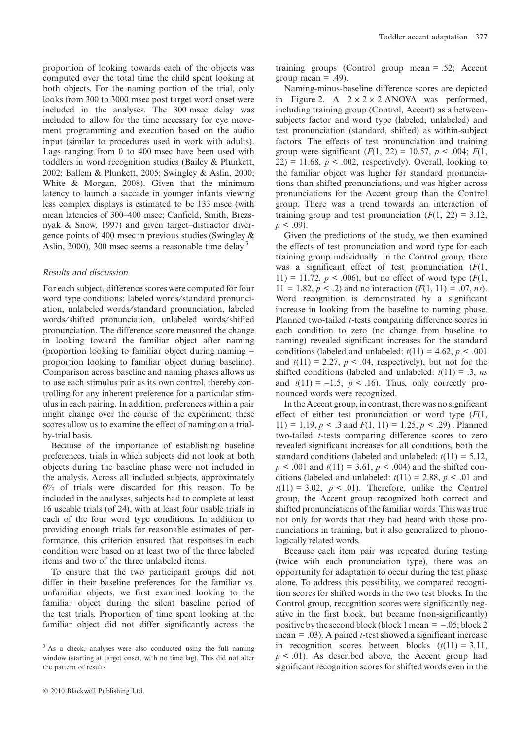proportion of looking towards each of the objects was computed over the total time the child spent looking at both objects. For the naming portion of the trial, only looks from 300 to 3000 msec post target word onset were included in the analyses. The 300 msec delay was included to allow for the time necessary for eye movement programming and execution based on the audio input (similar to procedures used in work with adults). Lags ranging from 0 to 400 msec have been used with toddlers in word recognition studies (Bailey & Plunkett, 2002; Ballem & Plunkett, 2005; Swingley & Aslin, 2000; White & Morgan, 2008). Given that the minimum latency to launch a saccade in younger infants viewing less complex displays is estimated to be 133 msec (with mean latencies of 300–400 msec; Canfield, Smith, Brezsnyak & Snow, 1997) and given target–distractor divergence points of 400 msec in previous studies (Swingley & Aslin, 2000), 300 msec seems a reasonable time delay.[3]

### Results and discussion

For each subject, difference scores were computed for four word type conditions: labeled words/standard pronunciation, unlabeled words/standard pronunciation, labeled words/shifted pronunciation, unlabeled words/shifted pronunciation. The difference score measured the change in looking toward the familiar object after naming (proportion looking to familiar object during naming − proportion looking to familiar object during baseline). Comparison across baseline and naming phases allows us to use each stimulus pair as its own control, thereby controlling for any inherent preference for a particular stimulus in each pairing. In addition, preferences within a pair might change over the course of the experiment; these scores allow us to examine the effect of naming on a trial-by-trial basis.

Because of the importance of establishing baseline preferences, trials in which subjects did not look at both objects during the baseline phase were not included in the analysis. Across all included subjects, approximately 6% of trials were discarded for this reason. To be included in the analyses, subjects had to complete at least 16 useable trials (of 24), with at least four usable trials in each of the four word type conditions. In addition to providing enough trials for reasonable estimates of performance, this criterion ensured that responses in each condition were based on at least two of the three labeled items and two of the three unlabeled items.

To ensure that the two participant groups did not differ in their baseline preferences for the familiar vs. unfamiliar objects, we first examined looking to the familiar object during the silent baseline period of the test trials. Proportion of time spent looking at the familiar object did not differ significantly across the training groups (Control group mean = .52; Accent group mean = .49).

Naming-minus-baseline difference scores are depicted in Figure 2. A 2 × 2 × 2 ANOVA was performed, including training group (Control, Accent) as a between-subjects factor and word type (labeled, unlabeled) and test pronunciation (standard, shifted) as within-subject factors. The effects of test pronunciation and training group were significant ($F(1, 22) = 10.57$, $p < .004$; $F(1, 22) = 11.68$, $p < .002$, respectively). Overall, looking to the familiar object was higher for standard pronunciations than shifted pronunciations, and was higher across pronunciations for the Accent group than the Control group. There was a trend towards an interaction of training group and test pronunciation ($F(1, 22) = 3.12$, $p < .09$).

Given the predictions of the study, we then examined the effects of test pronunciation and word type for each training group individually. In the Control group, there was a significant effect of test pronunciation ($F(1, 11) = 11.72$, $p < .006$), but no effect of word type ($F(1, 11 = 1.82$, $p < .2$) and no interaction ($F(1, 11) = .07$, *ns*). Word recognition is demonstrated by a significant increase in looking from the baseline to naming phase. Planned two-tailed *t*-tests comparing difference scores in each condition to zero (no change from baseline to naming) revealed significant increases for the standard conditions (labeled and unlabeled: $t(11) = 4.62$, $p < .001$ and $t(11) = 2.27$, $p < .04$, respectively), but not for the shifted conditions (labeled and unlabeled: $t(11) = .3$, *ns* and $t(11) = -1.5$, $p < .16$). Thus, only correctly pronounced words were recognized.

In the Accent group, in contrast, there was no significant effect of either test pronunciation or word type ($F(1, 11) = 1.19$, $p < .3$ and $F(1, 11) = 1.25$, $p < .29$) . Planned two-tailed *t*-tests comparing difference scores to zero revealed significant increases for all conditions, both the standard conditions (labeled and unlabeled: $t(11) = 5.12$, $p < .001$ and $t(11) = 3.61$, $p < .004$) and the shifted conditions (labeled and unlabeled: $t(11) = 2.88$, $p < .01$ and $t(11) = 3.02$, $p < .01$). Therefore, unlike the Control group, the Accent group recognized both correct and shifted pronunciations of the familiar words. This was true not only for words that they had heard with those pronunciations in training, but it also generalized to phonologically related words.

Because each item pair was repeated during testing (twice with each pronunciation type), there was an opportunity for adaptation to occur during the test phase alone. To address this possibility, we compared recognition scores for shifted words in the two test blocks. In the Control group, recognition scores were significantly negative in the first block, but became (non-significantly) positive by the second block (block 1 mean = −.05; block 2 mean = .03). A paired *t*-test showed a significant increase in recognition scores between blocks ($t(11) = 3.11$, $p < .01$). As described above, the Accent group had significant recognition scores for shifted words even in the

[3] As a check, analyses were also conducted using the full naming window (starting at target onset, with no time lag). This did not alter the pattern of results.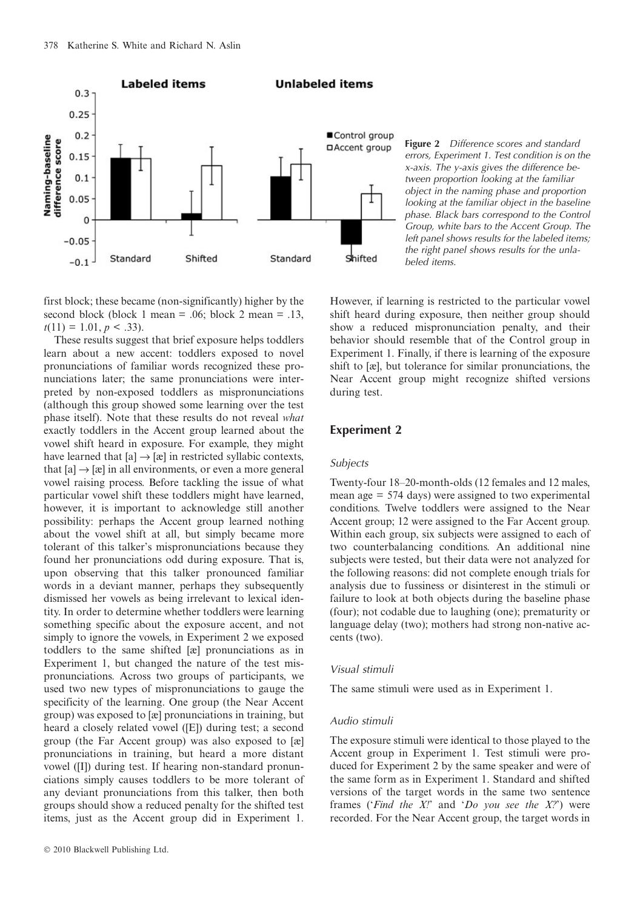Labeled items

Unlabeled items

0.3
0.25
0.2
0.15
0.1
0.05
0
-0.05
-0.1

Naming-baseline difference score

■ Control group
□ Accent group

Standard
Shifted
Standard
Shifted

**Figure 2** *Difference scores and standard errors, Experiment 1. Test condition is on the x-axis. The y-axis gives the difference between proportion looking at the familiar object in the naming phase and proportion looking at the familiar object in the baseline phase. Black bars correspond to the Control Group, white bars to the Accent Group. The left panel shows results for the labeled items; the right panel shows results for the unlabeled items.*

first block; these became (non-significantly) higher by the second block (block 1 mean = .06; block 2 mean = .13, $t(11) = 1.01$, $p < .33$).

These results suggest that brief exposure helps toddlers learn about a new accent: toddlers exposed to novel pronunciations of familiar words recognized these pronunciations later; the same pronunciations were interpreted by non-exposed toddlers as mispronunciations (although this group showed some learning over the test phase itself). Note that these results do not reveal *what* exactly toddlers in the Accent group learned about the vowel shift heard in exposure. For example, they might have learned that [a] → [æ] in restricted syllabic contexts, that [a] → [æ] in all environments, or even a more general vowel raising process. Before tackling the issue of what particular vowel shift these toddlers might have learned, however, it is important to acknowledge still another possibility: perhaps the Accent group learned nothing about the vowel shift at all, but simply became more tolerant of this talker's mispronunciations because they found her pronunciations odd during exposure. That is, upon observing that this talker pronounced familiar words in a deviant manner, perhaps they subsequently dismissed her vowels as being irrelevant to lexical identity. In order to determine whether toddlers were learning something specific about the exposure accent, and not simply to ignore the vowels, in Experiment 2 we exposed toddlers to the same shifted [æ] pronunciations as in Experiment 1, but changed the nature of the test mispronunciations. Across two groups of participants, we used two new types of mispronunciations to gauge the specificity of the learning. One group (the Near Accent group) was exposed to [æ] pronunciations in training, but heard a closely related vowel ([E]) during test; a second group (the Far Accent group) was also exposed to [æ] pronunciations in training, but heard a more distant vowel ([I]) during test. If hearing non-standard pronunciations simply causes toddlers to be more tolerant of any deviant pronunciations from this talker, then both groups should show a reduced penalty for the shifted test items, just as the Accent group did in Experiment 1. However, if learning is restricted to the particular vowel shift heard during exposure, then neither group should show a reduced mispronunciation penalty, and their behavior should resemble that of the Control group in Experiment 1. Finally, if there is learning of the exposure shift to [æ], but tolerance for similar pronunciations, the Near Accent group might recognize shifted versions during test.

## Experiment 2

### *Subjects*

Twenty-four 18–20-month-olds (12 females and 12 males, mean age = 574 days) were assigned to two experimental conditions. Twelve toddlers were assigned to the Near Accent group; 12 were assigned to the Far Accent group. Within each group, six subjects were assigned to each of two counterbalancing conditions. An additional nine subjects were tested, but their data were not analyzed for the following reasons: did not complete enough trials for analysis due to fussiness or disinterest in the stimuli or failure to look at both objects during the baseline phase (four); not codable due to laughing (one); prematurity or language delay (two); mothers had strong non-native accents (two).

### *Visual stimuli*

The same stimuli were used as in Experiment 1.

### *Audio stimuli*

The exposure stimuli were identical to those played to the Accent group in Experiment 1. Test stimuli were produced for Experiment 2 by the same speaker and were of the same form as in Experiment 1. Standard and shifted versions of the target words in the same two sentence frames ('*Find the X!*' and '*Do you see the X?*') were recorded. For the Near Accent group, the target words in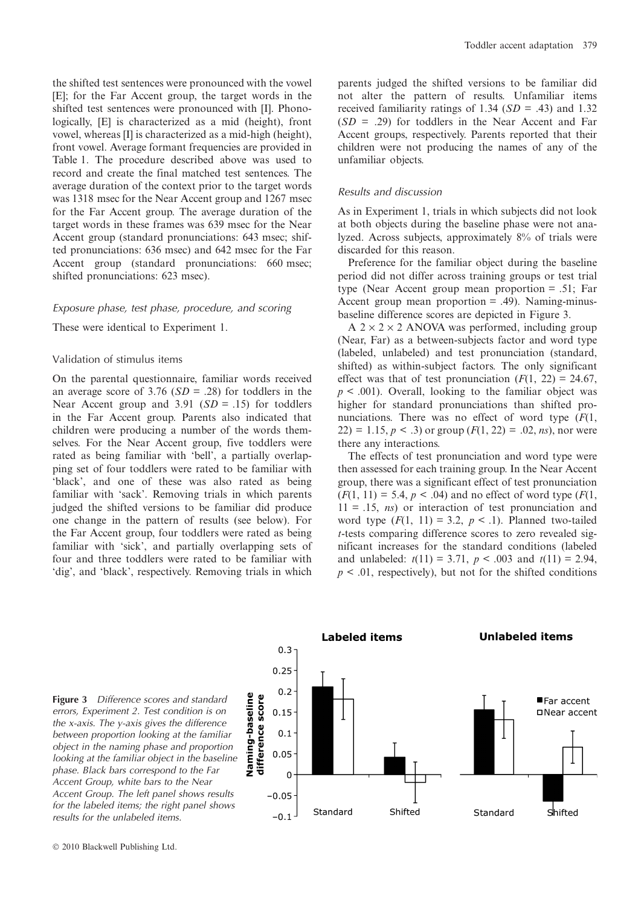the shifted test sentences were pronounced with the vowel [E]; for the Far Accent group, the target words in the shifted test sentences were pronounced with [I]. Phonologically, [E] is characterized as a mid (height), front vowel, whereas [I] is characterized as a mid-high (height), front vowel. Average formant frequencies are provided in Table 1. The procedure described above was used to record and create the final matched test sentences. The average duration of the context prior to the target words was 1318 msec for the Near Accent group and 1267 msec for the Far Accent group. The average duration of the target words in these frames was 639 msec for the Near Accent group (standard pronunciations: 643 msec; shifted pronunciations: 636 msec) and 642 msec for the Far Accent group (standard pronunciations: 660 msec; shifted pronunciations: 623 msec).

### *Exposure phase, test phase, procedure, and scoring*

These were identical to Experiment 1.

### Validation of stimulus items

On the parental questionnaire, familiar words received an average score of 3.76 ($SD$ = .28) for toddlers in the Near Accent group and 3.91 ($SD$ = .15) for toddlers in the Far Accent group. Parents also indicated that children were producing a number of the words themselves. For the Near Accent group, five toddlers were rated as being familiar with 'bell', a partially overlapping set of four toddlers were rated to be familiar with 'black', and one of these was also rated as being familiar with 'sack'. Removing trials in which parents judged the shifted versions to be familiar did produce one change in the pattern of results (see below). For the Far Accent group, four toddlers were rated as being familiar with 'sick', and partially overlapping sets of four and three toddlers were rated to be familiar with 'dig', and 'black', respectively. Removing trials in which parents judged the shifted versions to be familiar did not alter the pattern of results. Unfamiliar items received familiarity ratings of 1.34 ($SD$ = .43) and 1.32 ($SD$ = .29) for toddlers in the Near Accent and Far Accent groups, respectively. Parents reported that their children were not producing the names of any of the unfamiliar objects.

### *Results and discussion*

As in Experiment 1, trials in which subjects did not look at both objects during the baseline phase were not analyzed. Across subjects, approximately 8% of trials were discarded for this reason.

Preference for the familiar object during the baseline period did not differ across training groups or test trial type (Near Accent group mean proportion = .51; Far Accent group mean proportion = .49). Naming-minus-baseline difference scores are depicted in Figure 3.

A $2 \times 2 \times 2$ ANOVA was performed, including group (Near, Far) as a between-subjects factor and word type (labeled, unlabeled) and test pronunciation (standard, shifted) as within-subject factors. The only significant effect was that of test pronunciation ($F(1, 22) = 24.67$, $p < .001$). Overall, looking to the familiar object was higher for standard pronunciations than shifted pronunciations. There was no effect of word type ($F(1, 22) = 1.15$, $p < .3$) or group ($F(1, 22) = .02$, *ns*), nor were there any interactions.

The effects of test pronunciation and word type were then assessed for each training group. In the Near Accent group, there was a significant effect of test pronunciation ($F(1, 11) = 5.4$, $p < .04$) and no effect of word type ($F(1, 11) = .15$, *ns*) or interaction of test pronunciation and word type ($F(1, 11) = 3.2$, $p < .1$). Planned two-tailed $t$-tests comparing difference scores to zero revealed significant increases for the standard conditions (labeled and unlabeled: $t(11) = 3.71$, $p < .003$ and $t(11) = 2.94$, $p < .01$, respectively), but not for the shifted conditions

**Figure 3** *Difference scores and standard errors, Experiment 2. Test condition is on the x-axis. The y-axis gives the difference between proportion looking at the familiar object in the naming phase and proportion looking at the familiar object in the baseline phase. Black bars correspond to the Far Accent Group, white bars to the Near Accent Group. The left panel shows results for the labeled items; the right panel shows results for the unlabeled items.*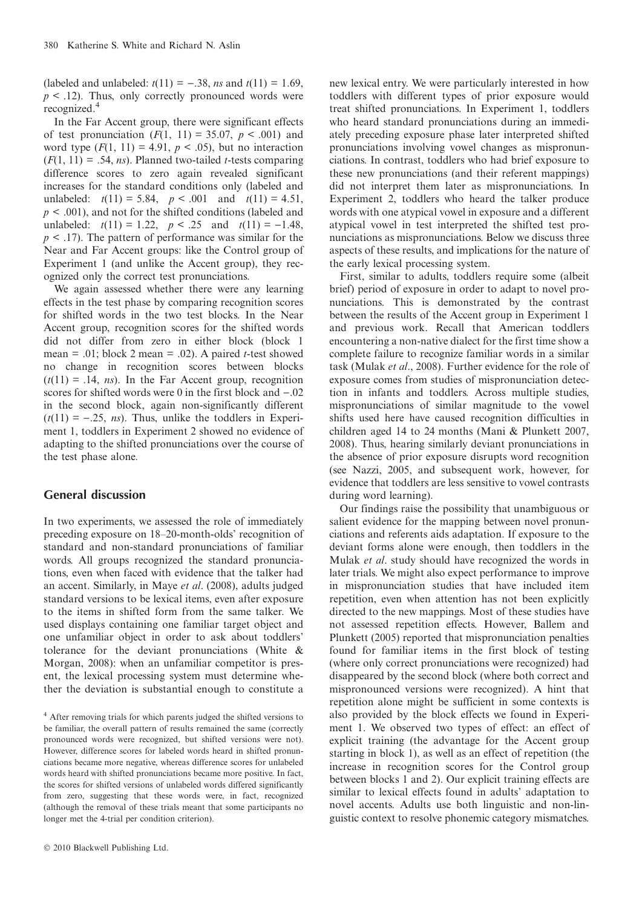(labeled and unlabeled: $t(11) = -.38$, *ns* and $t(11) = 1.69$, $p < .12$). Thus, only correctly pronounced words were recognized.[4]

In the Far Accent group, there were significant effects of test pronunciation ($F(1, 11) = 35.07$, $p < .001$) and word type ($F(1, 11) = 4.91$, $p < .05$), but no interaction ($F(1, 11) = .54$, *ns*). Planned two-tailed *t*-tests comparing difference scores to zero again revealed significant increases for the standard conditions only (labeled and unlabeled: $t(11) = 5.84$, $p < .001$ and $t(11) = 4.51$, $p < .001$), and not for the shifted conditions (labeled and unlabeled: $t(11) = 1.22$, $p < .25$ and $t(11) = -1.48$, $p < .17$). The pattern of performance was similar for the Near and Far Accent groups: like the Control group of Experiment 1 (and unlike the Accent group), they recognized only the correct test pronunciations.

We again assessed whether there were any learning effects in the test phase by comparing recognition scores for shifted words in the two test blocks. In the Near Accent group, recognition scores for the shifted words did not differ from zero in either block (block 1 mean = .01; block 2 mean = .02). A paired *t*-test showed no change in recognition scores between blocks ($t(11) = .14$, *ns*). In the Far Accent group, recognition scores for shifted words were 0 in the first block and $-.02$ in the second block, again non-significantly different ($t(11) = -.25$, *ns*). Thus, unlike the toddlers in Experiment 1, toddlers in Experiment 2 showed no evidence of adapting to the shifted pronunciations over the course of the test phase alone.

## General discussion

In two experiments, we assessed the role of immediately preceding exposure on 18–20-month-olds' recognition of standard and non-standard pronunciations of familiar words. All groups recognized the standard pronunciations, even when faced with evidence that the talker had an accent. Similarly, in Maye *et al*. (2008), adults judged standard versions to be lexical items, even after exposure to the items in shifted form from the same talker. We used displays containing one familiar target object and one unfamiliar object in order to ask about toddlers' tolerance for the deviant pronunciations (White & Morgan, 2008): when an unfamiliar competitor is present, the lexical processing system must determine whether the deviation is substantial enough to constitute a new lexical entry. We were particularly interested in how toddlers with different types of prior exposure would treat shifted pronunciations. In Experiment 1, toddlers who heard standard pronunciations during an immediately preceding exposure phase later interpreted shifted pronunciations involving vowel changes as mispronunciations. In contrast, toddlers who had brief exposure to these new pronunciations (and their referent mappings) did not interpret them later as mispronunciations. In Experiment 2, toddlers who heard the talker produce words with one atypical vowel in exposure and a different atypical vowel in test interpreted the shifted test pronunciations as mispronunciations. Below we discuss three aspects of these results, and implications for the nature of the early lexical processing system.

First, similar to adults, toddlers require some (albeit brief) period of exposure in order to adapt to novel pronunciations. This is demonstrated by the contrast between the results of the Accent group in Experiment 1 and previous work. Recall that American toddlers encountering a non-native dialect for the first time show a complete failure to recognize familiar words in a similar task (Mulak *et al*., 2008). Further evidence for the role of exposure comes from studies of mispronunciation detection in infants and toddlers. Across multiple studies, mispronunciations of similar magnitude to the vowel shifts used here have caused recognition difficulties in children aged 14 to 24 months (Mani & Plunkett 2007, 2008). Thus, hearing similarly deviant pronunciations in the absence of prior exposure disrupts word recognition (see Nazzi, 2005, and subsequent work, however, for evidence that toddlers are less sensitive to vowel contrasts during word learning).

Our findings raise the possibility that unambiguous or salient evidence for the mapping between novel pronunciations and referents aids adaptation. If exposure to the deviant forms alone were enough, then toddlers in the Mulak *et al*. study should have recognized the words in later trials. We might also expect performance to improve in mispronunciation studies that have included item repetition, even when attention has not been explicitly directed to the new mappings. Most of these studies have not assessed repetition effects. However, Ballem and Plunkett (2005) reported that mispronunciation penalties found for familiar items in the first block of testing (where only correct pronunciations were recognized) had disappeared by the second block (where both correct and mispronounced versions were recognized). A hint that repetition alone might be sufficient in some contexts is also provided by the block effects we found in Experiment 1. We observed two types of effect: an effect of explicit training (the advantage for the Accent group starting in block 1), as well as an effect of repetition (the increase in recognition scores for the Control group between blocks 1 and 2). Our explicit training effects are similar to lexical effects found in adults' adaptation to novel accents. Adults use both linguistic and non-linguistic context to resolve phonemic category mismatches.

[4] After removing trials for which parents judged the shifted versions to be familiar, the overall pattern of results remained the same (correctly pronounced words were recognized, but shifted versions were not). However, difference scores for labeled words heard in shifted pronunciations became more negative, whereas difference scores for unlabeled words heard with shifted pronunciations became more positive. In fact, the scores for shifted versions of unlabeled words differed significantly from zero, suggesting that these words were, in fact, recognized (although the removal of these trials meant that some participants no longer met the 4-trial per condition criterion).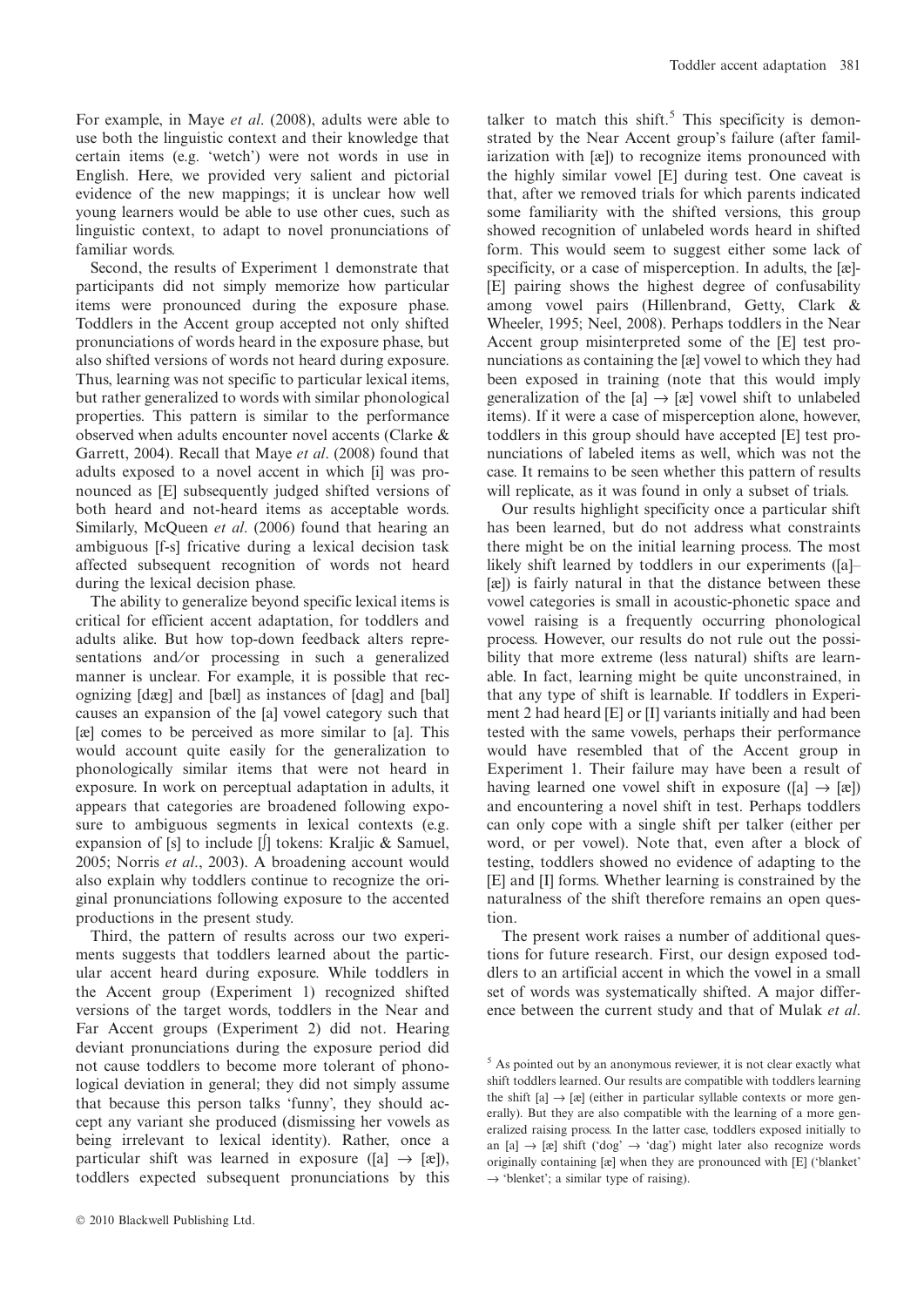For example, in Maye *et al*. (2008), adults were able to use both the linguistic context and their knowledge that certain items (e.g. 'wetch') were not words in use in English. Here, we provided very salient and pictorial evidence of the new mappings; it is unclear how well young learners would be able to use other cues, such as linguistic context, to adapt to novel pronunciations of familiar words.

Second, the results of Experiment 1 demonstrate that participants did not simply memorize how particular items were pronounced during the exposure phase. Toddlers in the Accent group accepted not only shifted pronunciations of words heard in the exposure phase, but also shifted versions of words not heard during exposure. Thus, learning was not specific to particular lexical items, but rather generalized to words with similar phonological properties. This pattern is similar to the performance observed when adults encounter novel accents (Clarke & Garrett, 2004). Recall that Maye *et al*. (2008) found that adults exposed to a novel accent in which [i] was pronounced as [E] subsequently judged shifted versions of both heard and not-heard items as acceptable words. Similarly, McQueen *et al*. (2006) found that hearing an ambiguous [f-s] fricative during a lexical decision task affected subsequent recognition of words not heard during the lexical decision phase.

The ability to generalize beyond specific lexical items is critical for efficient accent adaptation, for toddlers and adults alike. But how top-down feedback alters representations and/or processing in such a generalized manner is unclear. For example, it is possible that recognizing [dæg] and [bæl] as instances of [dag] and [bal] causes an expansion of the [a] vowel category such that [æ] comes to be perceived as more similar to [a]. This would account quite easily for the generalization to phonologically similar items that were not heard in exposure. In work on perceptual adaptation in adults, it appears that categories are broadened following exposure to ambiguous segments in lexical contexts (e.g. expansion of [s] to include [ʃ] tokens: Kraljic & Samuel, 2005; Norris *et al*., 2003). A broadening account would also explain why toddlers continue to recognize the original pronunciations following exposure to the accented productions in the present study.

Third, the pattern of results across our two experiments suggests that toddlers learned about the particular accent heard during exposure. While toddlers in the Accent group (Experiment 1) recognized shifted versions of the target words, toddlers in the Near and Far Accent groups (Experiment 2) did not. Hearing deviant pronunciations during the exposure period did not cause toddlers to become more tolerant of phonological deviation in general; they did not simply assume that because this person talks 'funny', they should accept any variant she produced (dismissing her vowels as being irrelevant to lexical identity). Rather, once a particular shift was learned in exposure ([a] $\rightarrow$ [æ]), toddlers expected subsequent pronunciations by this talker to match this shift.[5] This specificity is demonstrated by the Near Accent group's failure (after familiarization with [æ]) to recognize items pronounced with the highly similar vowel [E] during test. One caveat is that, after we removed trials for which parents indicated some familiarity with the shifted versions, this group showed recognition of unlabeled words heard in shifted form. This would seem to suggest either some lack of specificity, or a case of misperception. In adults, the [æ]-[E] pairing shows the highest degree of confusability among vowel pairs (Hillenbrand, Getty, Clark & Wheeler, 1995; Neel, 2008). Perhaps toddlers in the Near Accent group misinterpreted some of the [E] test pronunciations as containing the [æ] vowel to which they had been exposed in training (note that this would imply generalization of the [a] $\rightarrow$ [æ] vowel shift to unlabeled items). If it were a case of misperception alone, however, toddlers in this group should have accepted [E] test pronunciations of labeled items as well, which was not the case. It remains to be seen whether this pattern of results will replicate, as it was found in only a subset of trials.

Our results highlight specificity once a particular shift has been learned, but do not address what constraints there might be on the initial learning process. The most likely shift learned by toddlers in our experiments ([a]–[æ]) is fairly natural in that the distance between these vowel categories is small in acoustic-phonetic space and vowel raising is a frequently occurring phonological process. However, our results do not rule out the possibility that more extreme (less natural) shifts are learnable. In fact, learning might be quite unconstrained, in that any type of shift is learnable. If toddlers in Experiment 2 had heard [E] or [I] variants initially and had been tested with the same vowels, perhaps their performance would have resembled that of the Accent group in Experiment 1. Their failure may have been a result of having learned one vowel shift in exposure ([a] $\rightarrow$ [æ]) and encountering a novel shift in test. Perhaps toddlers can only cope with a single shift per talker (either per word, or per vowel). Note that, even after a block of testing, toddlers showed no evidence of adapting to the [E] and [I] forms. Whether learning is constrained by the naturalness of the shift therefore remains an open question.

The present work raises a number of additional questions for future research. First, our design exposed toddlers to an artificial accent in which the vowel in a small set of words was systematically shifted. A major difference between the current study and that of Mulak *et al*.

[5] As pointed out by an anonymous reviewer, it is not clear exactly what shift toddlers learned. Our results are compatible with toddlers learning the shift [a] $\rightarrow$ [æ] (either in particular syllable contexts or more generally). But they are also compatible with the learning of a more generalized raising process. In the latter case, toddlers exposed initially to an [a] $\rightarrow$ [æ] shift ('dog' $\rightarrow$ 'dag') might later also recognize words originally containing [æ] when they are pronounced with [E] ('blanket' $\rightarrow$ 'blenket'; a similar type of raising).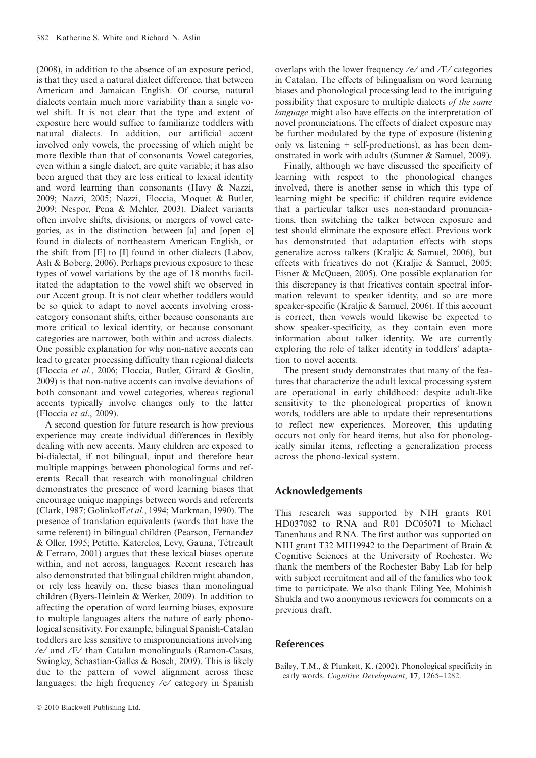(2008), in addition to the absence of an exposure period, is that they used a natural dialect difference, that between American and Jamaican English. Of course, natural dialects contain much more variability than a single vowel shift. It is not clear that the type and extent of exposure here would suffice to familiarize toddlers with natural dialects. In addition, our artificial accent involved only vowels, the processing of which might be more flexible than that of consonants. Vowel categories, even within a single dialect, are quite variable; it has also been argued that they are less critical to lexical identity and word learning than consonants (Havy & Nazzi, 2009; Nazzi, 2005; Nazzi, Floccia, Moquet & Butler, 2009; Nespor, Pena & Mehler, 2003). Dialect variants often involve shifts, divisions, or mergers of vowel categories, as in the distinction between [a] and [open o] found in dialects of northeastern American English, or the shift from [E] to [I] found in other dialects (Labov, Ash & Boberg, 2006). Perhaps previous exposure to these types of vowel variations by the age of 18 months facilitated the adaptation to the vowel shift we observed in our Accent group. It is not clear whether toddlers would be so quick to adapt to novel accents involving cross-category consonant shifts, either because consonants are more critical to lexical identity, or because consonant categories are narrower, both within and across dialects. One possible explanation for why non-native accents can lead to greater processing difficulty than regional dialects (Floccia *et al*., 2006; Floccia, Butler, Girard & Goslin, 2009) is that non-native accents can involve deviations of both consonant and vowel categories, whereas regional accents typically involve changes only to the latter (Floccia *et al*., 2009).

A second question for future research is how previous experience may create individual differences in flexibly dealing with new accents. Many children are exposed to bi-dialectal, if not bilingual, input and therefore hear multiple mappings between phonological forms and referents. Recall that research with monolingual children demonstrates the presence of word learning biases that encourage unique mappings between words and referents (Clark, 1987; Golinkoff *et al*., 1994; Markman, 1990). The presence of translation equivalents (words that have the same referent) in bilingual children (Pearson, Fernandez & Oller, 1995; Petitto, Katerelos, Levy, Gauna, Tétreault & Ferraro, 2001) argues that these lexical biases operate within, and not across, languages. Recent research has also demonstrated that bilingual children might abandon, or rely less heavily on, these biases than monolingual children (Byers-Heinlein & Werker, 2009). In addition to affecting the operation of word learning biases, exposure to multiple languages alters the nature of early phonological sensitivity. For example, bilingual Spanish-Catalan toddlers are less sensitive to mispronunciations involving /e/ and /E/ than Catalan monolinguals (Ramon-Casas, Swingley, Sebastian-Galles & Bosch, 2009). This is likely due to the pattern of vowel alignment across these languages: the high frequency /e/ category in Spanish overlaps with the lower frequency /e/ and /E/ categories in Catalan. The effects of bilingualism on word learning biases and phonological processing lead to the intriguing possibility that exposure to multiple dialects *of the same language* might also have effects on the interpretation of novel pronunciations. The effects of dialect exposure may be further modulated by the type of exposure (listening only vs. listening + self-productions), as has been demonstrated in work with adults (Sumner & Samuel, 2009).

Finally, although we have discussed the specificity of learning with respect to the phonological changes involved, there is another sense in which this type of learning might be specific: if children require evidence that a particular talker uses non-standard pronunciations, then switching the talker between exposure and test should eliminate the exposure effect. Previous work has demonstrated that adaptation effects with stops generalize across talkers (Kraljic & Samuel, 2006), but effects with fricatives do not (Kraljic & Samuel, 2005; Eisner & McQueen, 2005). One possible explanation for this discrepancy is that fricatives contain spectral information relevant to speaker identity, and so are more speaker-specific (Kraljic & Samuel, 2006). If this account is correct, then vowels would likewise be expected to show speaker-specificity, as they contain even more information about talker identity. We are currently exploring the role of talker identity in toddlers' adaptation to novel accents.

The present study demonstrates that many of the features that characterize the adult lexical processing system are operational in early childhood: despite adult-like sensitivity to the phonological properties of known words, toddlers are able to update their representations to reflect new experiences. Moreover, this updating occurs not only for heard items, but also for phonologically similar items, reflecting a generalization process across the phono-lexical system.

## Acknowledgements

This research was supported by NIH grants R01 HD037082 to RNA and R01 DC05071 to Michael Tanenhaus and RNA. The first author was supported on NIH grant T32 MH19942 to the Department of Brain & Cognitive Sciences at the University of Rochester. We thank the members of the Rochester Baby Lab for help with subject recruitment and all of the families who took time to participate. We also thank Eiling Yee, Mohinish Shukla and two anonymous reviewers for comments on a previous draft.

## References

Bailey, T.M., & Plunkett, K. (2002). Phonological specificity in early words. *Cognitive Development*, **17**, 1265–1282.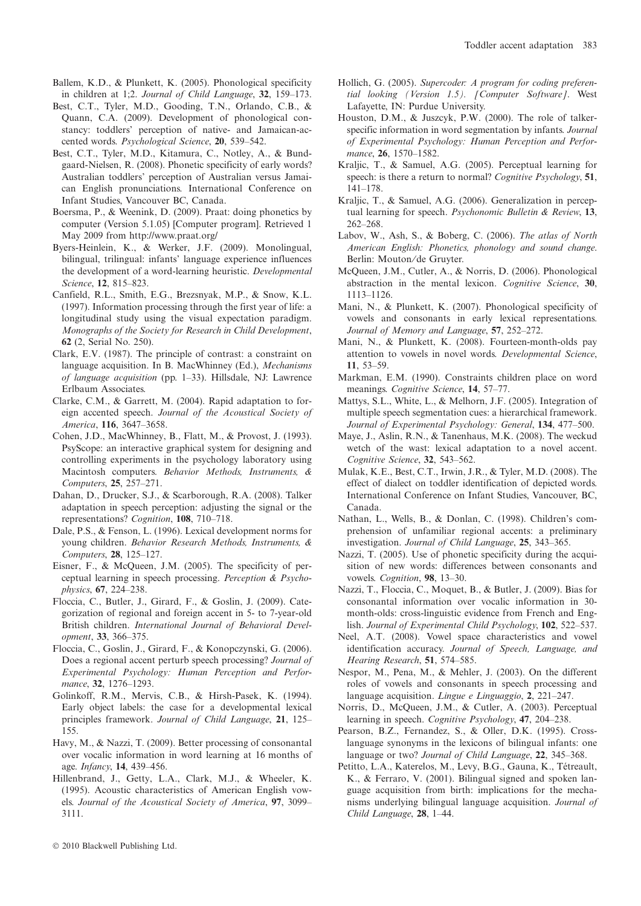Ballem, K.D., & Plunkett, K. (2005). Phonological specificity in children at 1;2. *Journal of Child Language*, **32**, 159–173.

Best, C.T., Tyler, M.D., Gooding, T.N., Orlando, C.B., & Quann, C.A. (2009). Development of phonological constancy: toddlers' perception of native- and Jamaican-accented words. *Psychological Science*, **20**, 539–542.

Best, C.T., Tyler, M.D., Kitamura, C., Notley, A., & Bundgaard-Nielsen, R. (2008). Phonetic specificity of early words? Australian toddlers' perception of Australian versus Jamaican English pronunciations. International Conference on Infant Studies, Vancouver BC, Canada.

Boersma, P., & Weenink, D. (2009). Praat: doing phonetics by computer (Version 5.1.05) [Computer program]. Retrieved 1 May 2009 from http://www.praat.org/

Byers-Heinlein, K., & Werker, J.F. (2009). Monolingual, bilingual, trilingual: infants' language experience influences the development of a word-learning heuristic. *Developmental Science*, **12**, 815–823.

Canfield, R.L., Smith, E.G., Brezsnyak, M.P., & Snow, K.L. (1997). Information processing through the first year of life: a longitudinal study using the visual expectation paradigm. *Monographs of the Society for Research in Child Development*, **62** (2, Serial No. 250).

Clark, E.V. (1987). The principle of contrast: a constraint on language acquisition. In B. MacWhinney (Ed.), *Mechanisms of language acquisition* (pp. 1–33). Hillsdale, NJ: Lawrence Erlbaum Associates.

Clarke, C.M., & Garrett, M. (2004). Rapid adaptation to foreign accented speech. *Journal of the Acoustical Society of America*, **116**, 3647–3658.

Cohen, J.D., MacWhinney, B., Flatt, M., & Provost, J. (1993). PsyScope: an interactive graphical system for designing and controlling experiments in the psychology laboratory using Macintosh computers. *Behavior Methods, Instruments, & Computers*, **25**, 257–271.

Dahan, D., Drucker, S.J., & Scarborough, R.A. (2008). Talker adaptation in speech perception: adjusting the signal or the representations? *Cognition*, **108**, 710–718.

Dale, P.S., & Fenson, L. (1996). Lexical development norms for young children. *Behavior Research Methods, Instruments, & Computers*, **28**, 125–127.

Eisner, F., & McQueen, J.M. (2005). The specificity of perceptual learning in speech processing. *Perception & Psychophysics*, **67**, 224–238.

Floccia, C., Butler, J., Girard, F., & Goslin, J. (2009). Categorization of regional and foreign accent in 5- to 7-year-old British children. *International Journal of Behavioral Development*, **33**, 366–375.

Floccia, C., Goslin, J., Girard, F., & Konopczynski, G. (2006). Does a regional accent perturb speech processing? *Journal of Experimental Psychology: Human Perception and Performance*, **32**, 1276–1293.

Golinkoff, R.M., Mervis, C.B., & Hirsh-Pasek, K. (1994). Early object labels: the case for a developmental lexical principles framework. *Journal of Child Language*, **21**, 125–155.

Havy, M., & Nazzi, T. (2009). Better processing of consonantal over vocalic information in word learning at 16 months of age. *Infancy*, **14**, 439–456.

Hillenbrand, J., Getty, L.A., Clark, M.J., & Wheeler, K. (1995). Acoustic characteristics of American English vowels. *Journal of the Acoustical Society of America*, **97**, 3099–3111.

Hollich, G. (2005). *Supercoder: A program for coding preferential looking (Version 1.5). [Computer Software]*. West Lafayette, IN: Purdue University.

Houston, D.M., & Juszcyk, P.W. (2000). The role of talker-specific information in word segmentation by infants. *Journal of Experimental Psychology: Human Perception and Performance*, **26**, 1570–1582.

Kraljic, T., & Samuel, A.G. (2005). Perceptual learning for speech: is there a return to normal? *Cognitive Psychology*, **51**, 141–178.

Kraljic, T., & Samuel, A.G. (2006). Generalization in perceptual learning for speech. *Psychonomic Bulletin & Review*, **13**, 262–268.

Labov, W., Ash, S., & Boberg, C. (2006). *The atlas of North American English: Phonetics, phonology and sound change*. Berlin: Mouton/de Gruyter.

McQueen, J.M., Cutler, A., & Norris, D. (2006). Phonological abstraction in the mental lexicon. *Cognitive Science*, **30**, 1113–1126.

Mani, N., & Plunkett, K. (2007). Phonological specificity of vowels and consonants in early lexical representations. *Journal of Memory and Language*, **57**, 252–272.

Mani, N., & Plunkett, K. (2008). Fourteen-month-olds pay attention to vowels in novel words. *Developmental Science*, **11**, 53–59.

Markman, E.M. (1990). Constraints children place on word meanings. *Cognitive Science*, **14**, 57–77.

Mattys, S.L., White, L., & Melhorn, J.F. (2005). Integration of multiple speech segmentation cues: a hierarchical framework. *Journal of Experimental Psychology: General*, **134**, 477–500.

Maye, J., Aslin, R.N., & Tanenhaus, M.K. (2008). The weckud wetch of the wast: lexical adaptation to a novel accent. *Cognitive Science*, **32**, 543–562.

Mulak, K.E., Best, C.T., Irwin, J.R., & Tyler, M.D. (2008). The effect of dialect on toddler identification of depicted words. International Conference on Infant Studies, Vancouver, BC, Canada.

Nathan, L., Wells, B., & Donlan, C. (1998). Children's comprehension of unfamiliar regional accents: a preliminary investigation. *Journal of Child Language*, **25**, 343–365.

Nazzi, T. (2005). Use of phonetic specificity during the acquisition of new words: differences between consonants and vowels. *Cognition*, **98**, 13–30.

Nazzi, T., Floccia, C., Moquet, B., & Butler, J. (2009). Bias for consonantal information over vocalic information in 30-month-olds: cross-linguistic evidence from French and English. *Journal of Experimental Child Psychology*, **102**, 522–537.

Neel, A.T. (2008). Vowel space characteristics and vowel identification accuracy. *Journal of Speech, Language, and Hearing Research*, **51**, 574–585.

Nespor, M., Pena, M., & Mehler, J. (2003). On the different roles of vowels and consonants in speech processing and language acquisition. *Lingue e Linguaggio*, **2**, 221–247.

Norris, D., McQueen, J.M., & Cutler, A. (2003). Perceptual learning in speech. *Cognitive Psychology*, **47**, 204–238.

Pearson, B.Z., Fernandez, S., & Oller, D.K. (1995). Cross-language synonyms in the lexicons of bilingual infants: one language or two? *Journal of Child Language*, **22**, 345–368.

Petitto, L.A., Katerelos, M., Levy, B.G., Gauna, K., Tétreault, K., & Ferraro, V. (2001). Bilingual signed and spoken language acquisition from birth: implications for the mechanisms underlying bilingual language acquisition. *Journal of Child Language*, **28**, 1–44.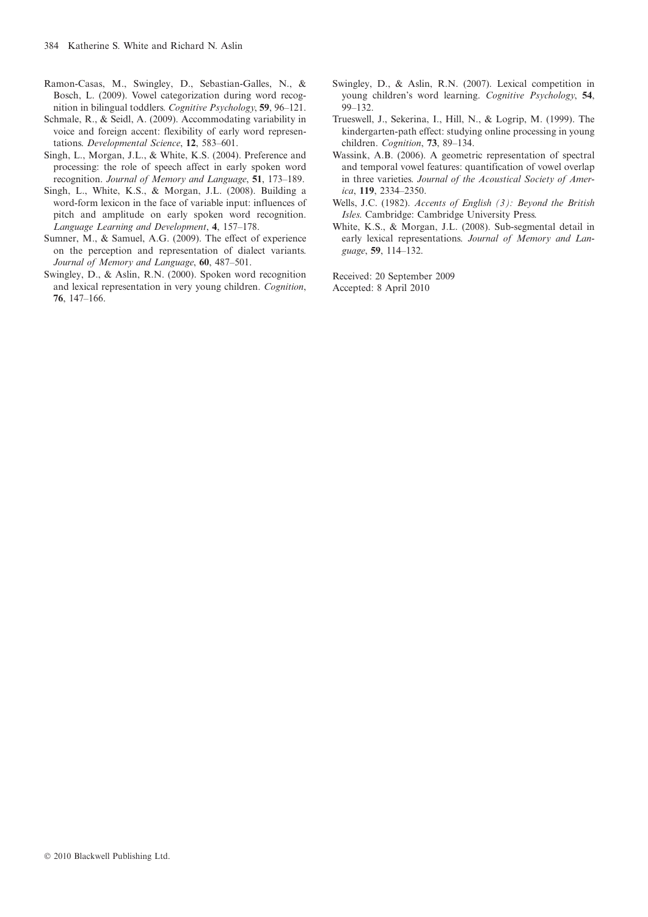Ramon-Casas, M., Swingley, D., Sebastian-Galles, N., & Bosch, L. (2009). Vowel categorization during word recognition in bilingual toddlers. *Cognitive Psychology*, **59**, 96–121.

Schmale, R., & Seidl, A. (2009). Accommodating variability in voice and foreign accent: flexibility of early word representations. *Developmental Science*, **12**, 583–601.

Singh, L., Morgan, J.L., & White, K.S. (2004). Preference and processing: the role of speech affect in early spoken word recognition. *Journal of Memory and Language*, **51**, 173–189.

Singh, L., White, K.S., & Morgan, J.L. (2008). Building a word-form lexicon in the face of variable input: influences of pitch and amplitude on early spoken word recognition. *Language Learning and Development*, **4**, 157–178.

Sumner, M., & Samuel, A.G. (2009). The effect of experience on the perception and representation of dialect variants. *Journal of Memory and Language*, **60**, 487–501.

Swingley, D., & Aslin, R.N. (2000). Spoken word recognition and lexical representation in very young children. *Cognition*, **76**, 147–166.

Swingley, D., & Aslin, R.N. (2007). Lexical competition in young children's word learning. *Cognitive Psychology*, **54**, 99–132.

Trueswell, J., Sekerina, I., Hill, N., & Logrip, M. (1999). The kindergarten-path effect: studying online processing in young children. *Cognition*, **73**, 89–134.

Wassink, A.B. (2006). A geometric representation of spectral and temporal vowel features: quantification of vowel overlap in three varieties. *Journal of the Acoustical Society of America*, **119**, 2334–2350.

Wells, J.C. (1982). *Accents of English (3): Beyond the British Isles*. Cambridge: Cambridge University Press.

White, K.S., & Morgan, J.L. (2008). Sub-segmental detail in early lexical representations. *Journal of Memory and Language*, **59**, 114–132.

Received: 20 September 2009
Accepted: 8 April 2010